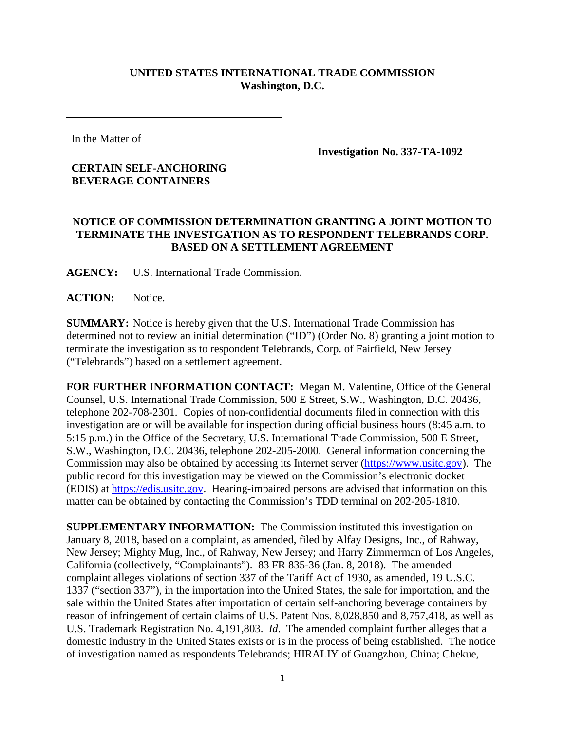**UNITED STATES INTERNATIONAL TRADE COMMISSION**
**Washington, D.C.**

| In the Matter of<br><br>**CERTAIN SELF-ANCHORING BEVERAGE CONTAINERS** | **Investigation No. 337-TA-1092** |
|---|---|

**NOTICE OF COMMISSION DETERMINATION GRANTING A JOINT MOTION TO TERMINATE THE INVESTGATION AS TO RESPONDENT TELEBRANDS CORP. BASED ON A SETTLEMENT AGREEMENT**

**AGENCY:** U.S. International Trade Commission.

**ACTION:** Notice.

**SUMMARY:** Notice is hereby given that the U.S. International Trade Commission has determined not to review an initial determination ("ID") (Order No. 8) granting a joint motion to terminate the investigation as to respondent Telebrands, Corp. of Fairfield, New Jersey ("Telebrands") based on a settlement agreement.

**FOR FURTHER INFORMATION CONTACT:** Megan M. Valentine, Office of the General Counsel, U.S. International Trade Commission, 500 E Street, S.W., Washington, D.C. 20436, telephone 202-708-2301. Copies of non-confidential documents filed in connection with this investigation are or will be available for inspection during official business hours (8:45 a.m. to 5:15 p.m.) in the Office of the Secretary, U.S. International Trade Commission, 500 E Street, S.W., Washington, D.C. 20436, telephone 202-205-2000. General information concerning the Commission may also be obtained by accessing its Internet server (https://www.usitc.gov). The public record for this investigation may be viewed on the Commission's electronic docket (EDIS) at https://edis.usitc.gov. Hearing-impaired persons are advised that information on this matter can be obtained by contacting the Commission's TDD terminal on 202-205-1810.

**SUPPLEMENTARY INFORMATION:** The Commission instituted this investigation on January 8, 2018, based on a complaint, as amended, filed by Alfay Designs, Inc., of Rahway, New Jersey; Mighty Mug, Inc., of Rahway, New Jersey; and Harry Zimmerman of Los Angeles, California (collectively, "Complainants"). 83 FR 835-36 (Jan. 8, 2018). The amended complaint alleges violations of section 337 of the Tariff Act of 1930, as amended, 19 U.S.C. 1337 ("section 337"), in the importation into the United States, the sale for importation, and the sale within the United States after importation of certain self-anchoring beverage containers by reason of infringement of certain claims of U.S. Patent Nos. 8,028,850 and 8,757,418, as well as U.S. Trademark Registration No. 4,191,803. *Id*. The amended complaint further alleges that a domestic industry in the United States exists or is in the process of being established. The notice of investigation named as respondents Telebrands; HIRALIY of Guangzhou, China; Chekue,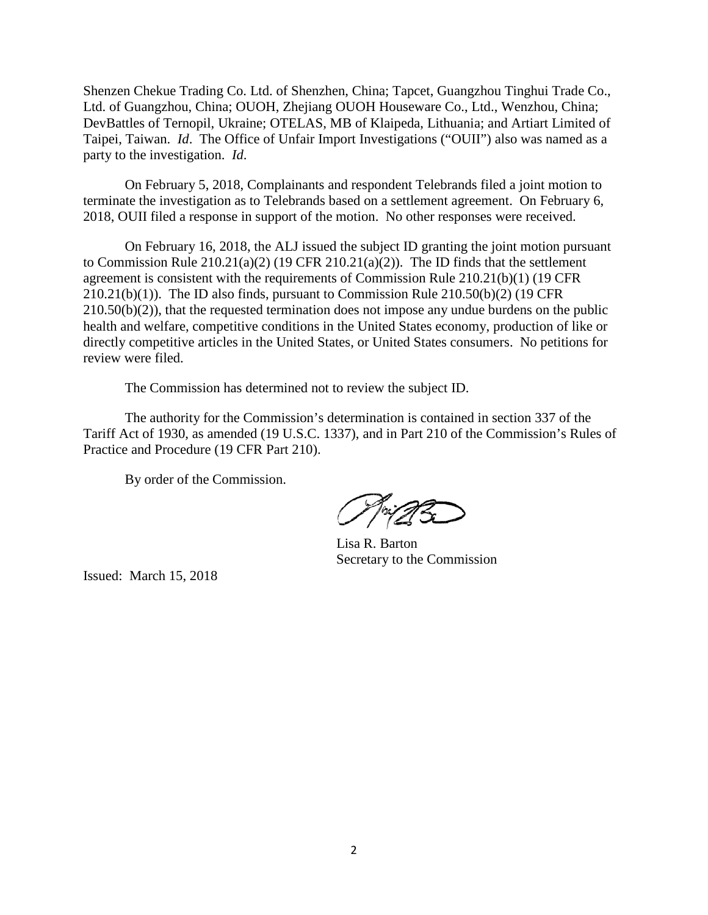Shenzen Chekue Trading Co. Ltd. of Shenzhen, China; Tapcet, Guangzhou Tinghui Trade Co., Ltd. of Guangzhou, China; OUOH, Zhejiang OUOH Houseware Co., Ltd., Wenzhou, China; DevBattles of Ternopil, Ukraine; OTELAS, MB of Klaipeda, Lithuania; and Artiart Limited of Taipei, Taiwan. *Id*. The Office of Unfair Import Investigations ("OUII") also was named as a party to the investigation. *Id*.

On February 5, 2018, Complainants and respondent Telebrands filed a joint motion to terminate the investigation as to Telebrands based on a settlement agreement. On February 6, 2018, OUII filed a response in support of the motion. No other responses were received.

On February 16, 2018, the ALJ issued the subject ID granting the joint motion pursuant to Commission Rule 210.21(a)(2) (19 CFR 210.21(a)(2)). The ID finds that the settlement agreement is consistent with the requirements of Commission Rule 210.21(b)(1) (19 CFR 210.21(b)(1)). The ID also finds, pursuant to Commission Rule 210.50(b)(2) (19 CFR 210.50(b)(2)), that the requested termination does not impose any undue burdens on the public health and welfare, competitive conditions in the United States economy, production of like or directly competitive articles in the United States, or United States consumers. No petitions for review were filed.

The Commission has determined not to review the subject ID.

The authority for the Commission's determination is contained in section 337 of the Tariff Act of 1930, as amended (19 U.S.C. 1337), and in Part 210 of the Commission's Rules of Practice and Procedure (19 CFR Part 210).

By order of the Commission.

Lisa R. Barton
Secretary to the Commission

Issued: March 15, 2018